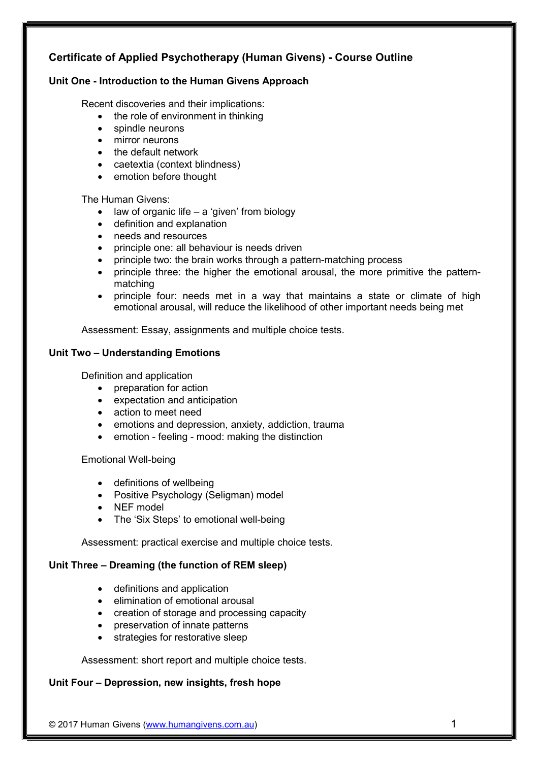# Certificate of Applied Psychotherapy (Human Givens) - Course Outline

## Unit One - Introduction to the Human Givens Approach

Recent discoveries and their implications:

- the role of environment in thinking
- spindle neurons
- mirror neurons
- the default network
- caetextia (context blindness)
- emotion before thought

The Human Givens:

- law of organic life – a 'given' from biology
- definition and explanation
- needs and resources
- principle one: all behaviour is needs driven
- principle two: the brain works through a pattern-matching process
- principle three: the higher the emotional arousal, the more primitive the pattern-matching
- principle four: needs met in a way that maintains a state or climate of high emotional arousal, will reduce the likelihood of other important needs being met

Assessment: Essay, assignments and multiple choice tests.

## Unit Two – Understanding Emotions

Definition and application

- preparation for action
- expectation and anticipation
- action to meet need
- emotions and depression, anxiety, addiction, trauma
- emotion - feeling - mood: making the distinction

Emotional Well-being

- definitions of wellbeing
- Positive Psychology (Seligman) model
- NEF model
- The 'Six Steps' to emotional well-being

Assessment: practical exercise and multiple choice tests.

## Unit Three – Dreaming (the function of REM sleep)

- definitions and application
- elimination of emotional arousal
- creation of storage and processing capacity
- preservation of innate patterns
- strategies for restorative sleep

Assessment: short report and multiple choice tests.

## Unit Four – Depression, new insights, fresh hope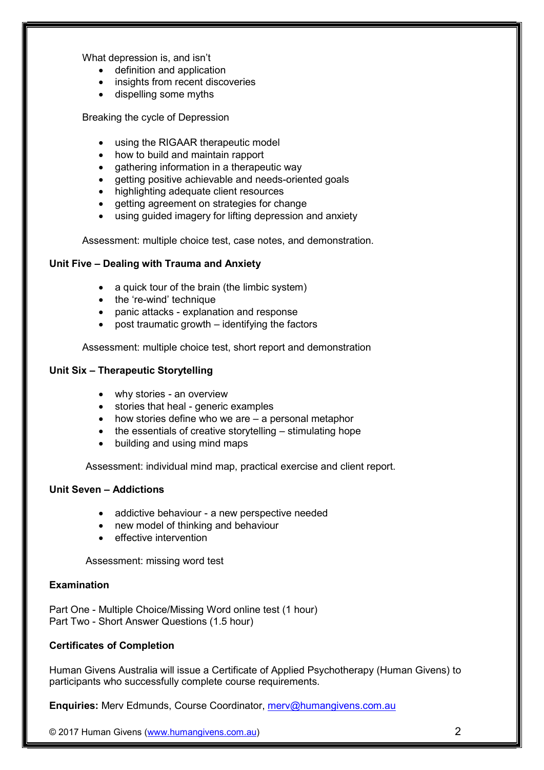What depression is, and isn't

- definition and application
- insights from recent discoveries
- dispelling some myths

Breaking the cycle of Depression

- using the RIGAAR therapeutic model
- how to build and maintain rapport
- gathering information in a therapeutic way
- getting positive achievable and needs-oriented goals
- highlighting adequate client resources
- getting agreement on strategies for change
- using guided imagery for lifting depression and anxiety

Assessment: multiple choice test, case notes, and demonstration.

**Unit Five – Dealing with Trauma and Anxiety**

- a quick tour of the brain (the limbic system)
- the 're-wind' technique
- panic attacks - explanation and response
- post traumatic growth – identifying the factors

Assessment: multiple choice test, short report and demonstration

**Unit Six – Therapeutic Storytelling**

- why stories - an overview
- stories that heal - generic examples
- how stories define who we are – a personal metaphor
- the essentials of creative storytelling – stimulating hope
- building and using mind maps

Assessment: individual mind map, practical exercise and client report.

**Unit Seven – Addictions**

- addictive behaviour - a new perspective needed
- new model of thinking and behaviour
- effective intervention

Assessment: missing word test

**Examination**

Part One - Multiple Choice/Missing Word online test (1 hour)
Part Two - Short Answer Questions (1.5 hour)

**Certificates of Completion**

Human Givens Australia will issue a Certificate of Applied Psychotherapy (Human Givens) to participants who successfully complete course requirements.

**Enquiries:** Merv Edmunds, Course Coordinator, merv@humangivens.com.au

© 2017 Human Givens (www.humangivens.com.au)